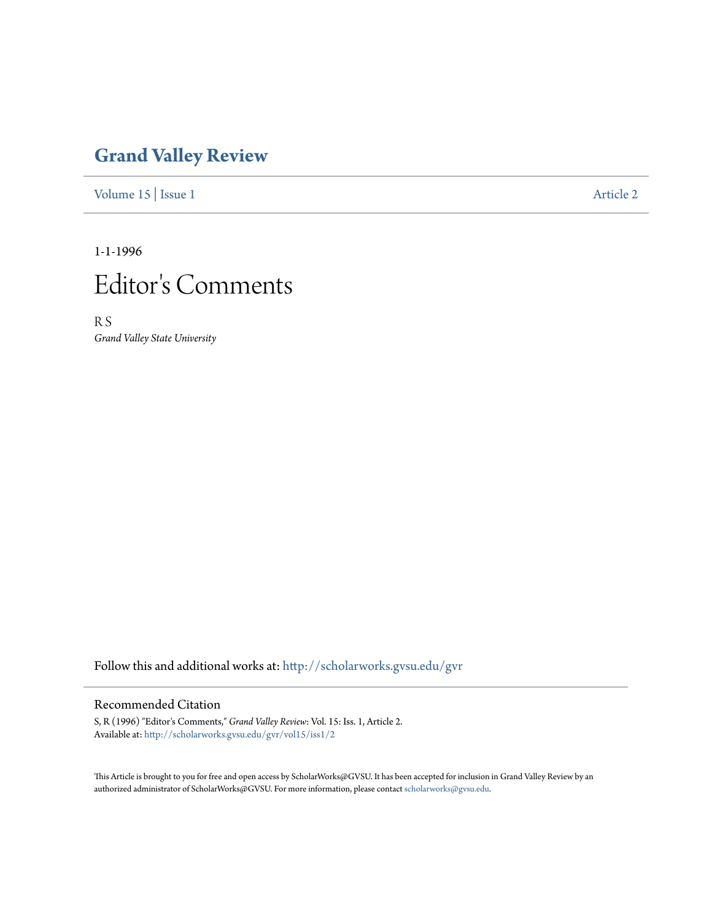# Grand Valley Review

Volume 15 | Issue 1 Article 2

1-1-1996

# Editor's Comments

R S
*Grand Valley State University*

Follow this and additional works at: http://scholarworks.gvsu.edu/gvr

## Recommended Citation

S, R (1996) "Editor's Comments," *Grand Valley Review*: Vol. 15: Iss. 1, Article 2.
Available at: http://scholarworks.gvsu.edu/gvr/vol15/iss1/2

This Article is brought to you for free and open access by ScholarWorks@GVSU. It has been accepted for inclusion in Grand Valley Review by an authorized administrator of ScholarWorks@GVSU. For more information, please contact scholarworks@gvsu.edu.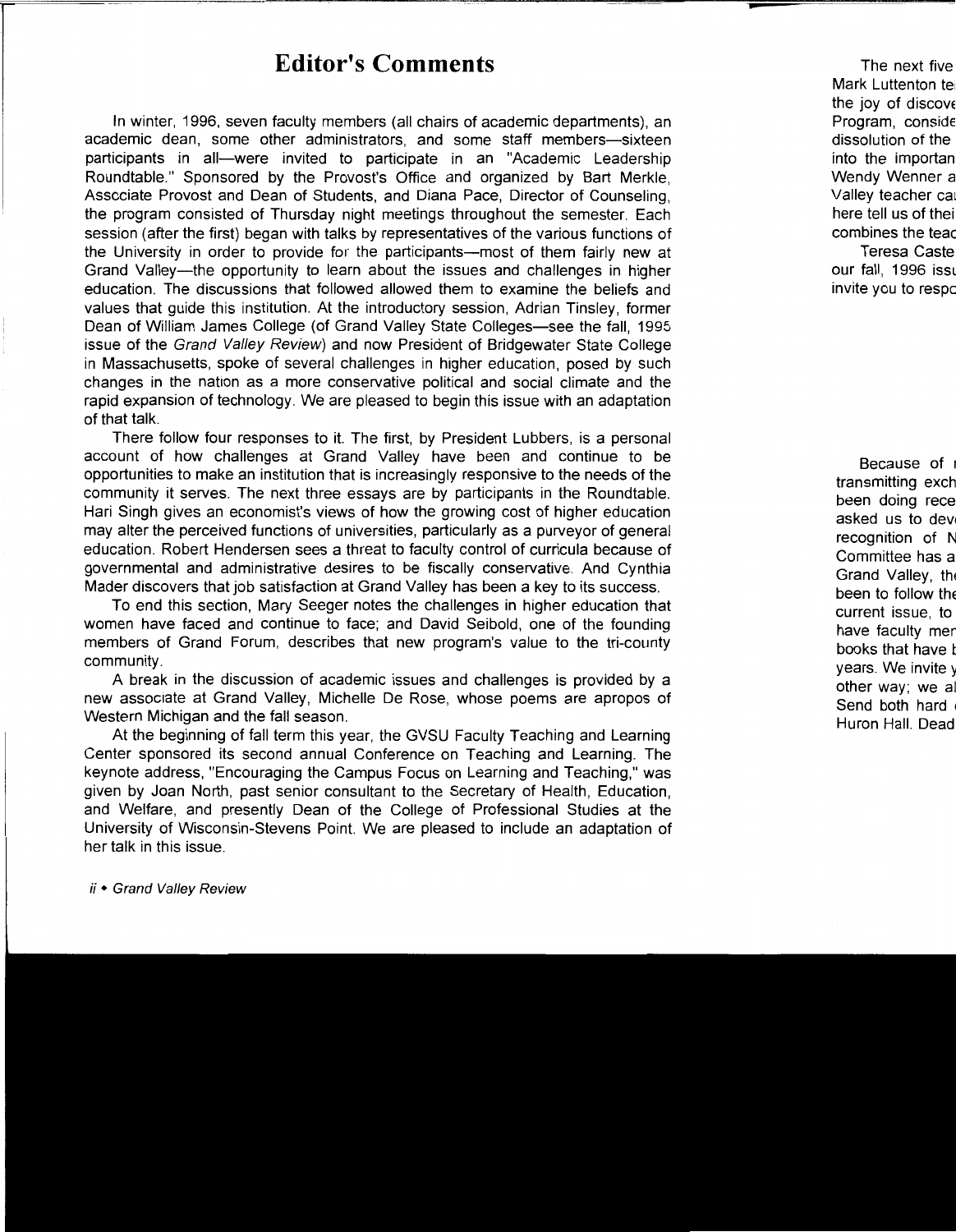# Editor's Comments

In winter, 1996, seven faculty members (all chairs of academic departments), an academic dean, some other administrators, and some staff members—sixteen participants in all—were invited to participate in an "Academic Leadership Roundtable." Sponsored by the Provost's Office and organized by Bart Merkle, Asscciate Provost and Dean of Students, and Diana Pace, Director of Counseling, the program consisted of Thursday night meetings throughout the semester. Each session (after the first) began with talks by representatives of the various functions of the University in order to provide for the participants—most of them fairly new at Grand Valley—the opportunity to learn about the issues and challenges in higher education. The discussions that followed allowed them to examine the beliefs and values that guide this institution. At the introductory session, Adrian Tinsley, former Dean of William James College (of Grand Valley State Colleges—see the fall, 1995 issue of the *Grand Valley Review*) and now President of Bridgewater State College in Massachusetts, spoke of several challenges in higher education, posed by such changes in the nation as a more conservative political and social climate and the rapid expansion of technology. We are pleased to begin this issue with an adaptation of that talk.

There follow four responses to it. The first, by President Lubbers, is a personal account of how challenges at Grand Valley have been and continue to be opportunities to make an institution that is increasingly responsive to the needs of the community it serves. The next three essays are by participants in the Roundtable. Hari Singh gives an economist's views of how the growing cost of higher education may alter the perceived functions of universities, particularly as a purveyor of general education. Robert Hendersen sees a threat to faculty control of curricula because of governmental and administrative desires to be fiscally conservative. And Cynthia Mader discovers that job satisfaction at Grand Valley has been a key to its success.

To end this section, Mary Seeger notes the challenges in higher education that women have faced and continue to face; and David Seibold, one of the founding members of Grand Forum, describes that new program's value to the tri-county community.

A break in the discussion of academic issues and challenges is provided by a new associate at Grand Valley, Michelle De Rose, whose poems are apropos of Western Michigan and the fall season.

At the beginning of fall term this year, the GVSU Faculty Teaching and Learning Center sponsored its second annual Conference on Teaching and Learning. The keynote address, "Encouraging the Campus Focus on Learning and Teaching," was given by Joan North, past senior consultant to the Secretary of Health, Education, and Welfare, and presently Dean of the College of Professional Studies at the University of Wisconsin-Stevens Point. We are pleased to include an adaptation of her talk in this issue.

The next five
Mark Luttenton te
the joy of discove
Program, conside
dissolution of the
into the importan
Wendy Wenner a
Valley teacher ca
here tell us of thei
combines the teac

Teresa Caste
our fall, 1996 issu
invite you to respo

Because of
transmitting exch
been doing rece
asked us to dev
recognition of N
Committee has a
Grand Valley, th
been to follow th
current issue, to
have faculty mer
books that have b
years. We invite y
other way; we al
Send both hard
Huron Hall. Dead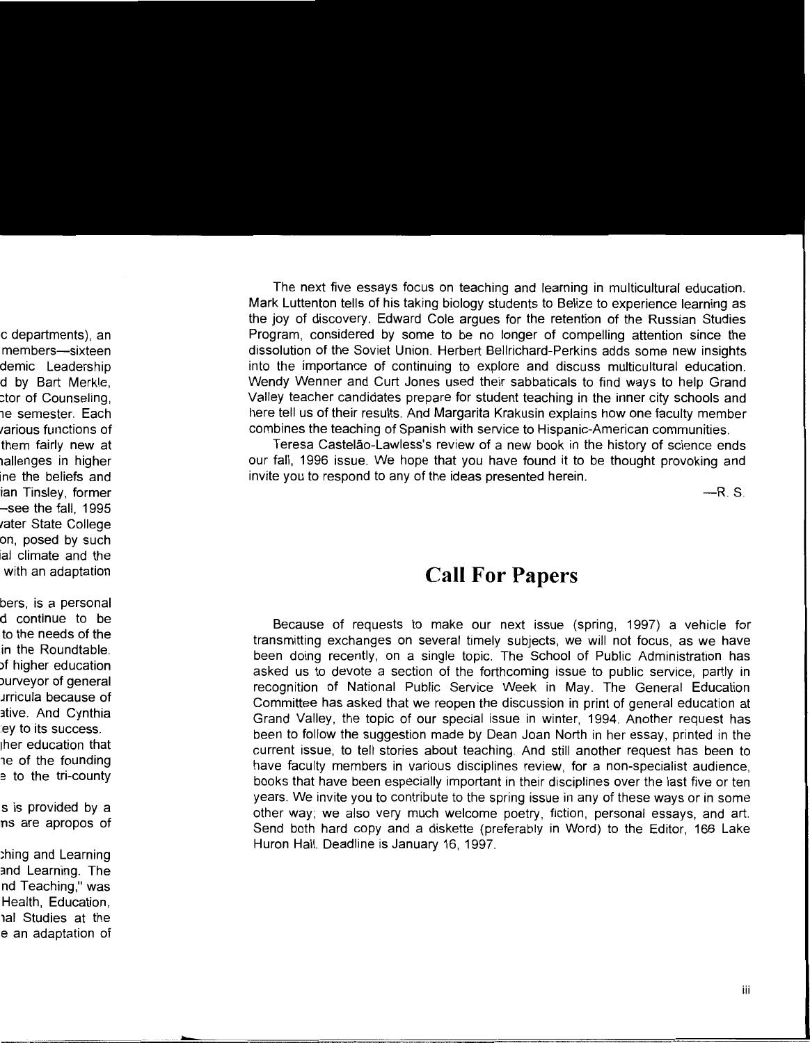The next five essays focus on teaching and learning in multicultural education. Mark Luttenton tells of his taking biology students to Belize to experience learning as the joy of discovery. Edward Cole argues for the retention of the Russian Studies Program, considered by some to be no longer of compelling attention since the dissolution of the Soviet Union. Herbert Bellrichard-Perkins adds some new insights into the importance of continuing to explore and discuss multicultural education. Wendy Wenner and Curt Jones used their sabbaticals to find ways to help Grand Valley teacher candidates prepare for student teaching in the inner city schools and here tell us of their results. And Margarita Krakusin explains how one faculty member combines the teaching of Spanish with service to Hispanic-American communities.

Teresa Castelão-Lawless's review of a new book in the history of science ends our fall, 1996 issue. We hope that you have found it to be thought provoking and invite you to respond to any of the ideas presented herein.

—R. S.

# Call For Papers

Because of requests to make our next issue (spring, 1997) a vehicle for transmitting exchanges on several timely subjects, we will not focus, as we have been doing recently, on a single topic. The School of Public Administration has asked us to devote a section of the forthcoming issue to public service, partly in recognition of National Public Service Week in May. The General Education Committee has asked that we reopen the discussion in print of general education at Grand Valley, the topic of our special issue in winter, 1994. Another request has been to follow the suggestion made by Dean Joan North in her essay, printed in the current issue, to tell stories about teaching. And still another request has been to have faculty members in various disciplines review, for a non-specialist audience, books that have been especially important in their disciplines over the last five or ten years. We invite you to contribute to the spring issue in any of these ways or in some other way; we also very much welcome poetry, fiction, personal essays, and art. Send both hard copy and a diskette (preferably in Word) to the Editor, 166 Lake Huron Hall. Deadline is January 16, 1997.